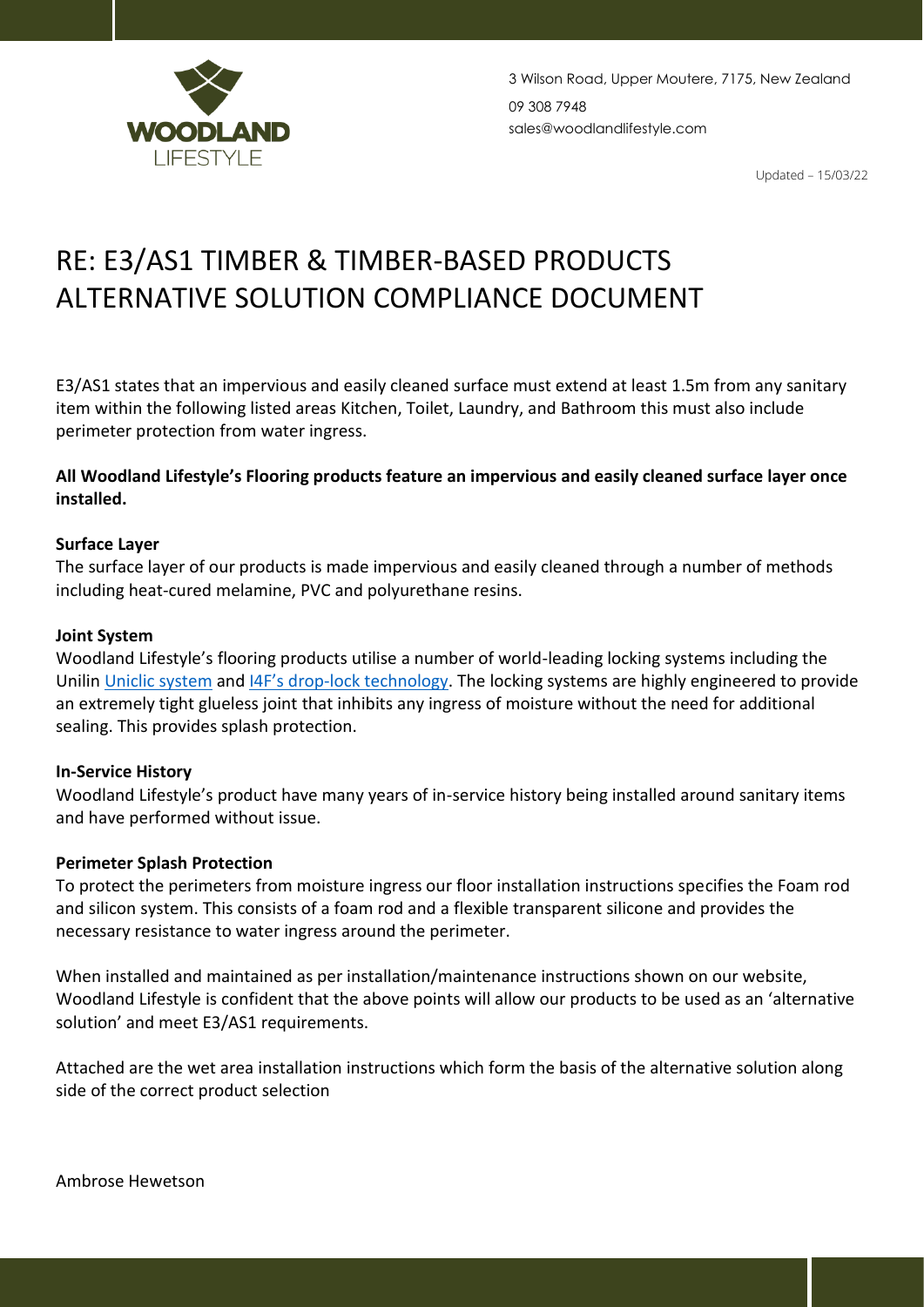WOODLAND LIFESTYLE

3 Wilson Road, Upper Moutere, 7175, New Zealand

09 308 7948

sales@woodlandlifestyle.com

Updated – 15/03/22

# RE: E3/AS1 TIMBER & TIMBER-BASED PRODUCTS ALTERNATIVE SOLUTION COMPLIANCE DOCUMENT

E3/AS1 states that an impervious and easily cleaned surface must extend at least 1.5m from any sanitary item within the following listed areas Kitchen, Toilet, Laundry, and Bathroom this must also include perimeter protection from water ingress.

**All Woodland Lifestyle's Flooring products feature an impervious and easily cleaned surface layer once installed.**

**Surface Layer**

The surface layer of our products is made impervious and easily cleaned through a number of methods including heat-cured melamine, PVC and polyurethane resins.

**Joint System**

Woodland Lifestyle's flooring products utilise a number of world-leading locking systems including the Unilin Uniclic system and I4F's drop-lock technology. The locking systems are highly engineered to provide an extremely tight glueless joint that inhibits any ingress of moisture without the need for additional sealing. This provides splash protection.

**In-Service History**

Woodland Lifestyle's product have many years of in-service history being installed around sanitary items and have performed without issue.

**Perimeter Splash Protection**

To protect the perimeters from moisture ingress our floor installation instructions specifies the Foam rod and silicon system. This consists of a foam rod and a flexible transparent silicone and provides the necessary resistance to water ingress around the perimeter.

When installed and maintained as per installation/maintenance instructions shown on our website, Woodland Lifestyle is confident that the above points will allow our products to be used as an 'alternative solution' and meet E3/AS1 requirements.

Attached are the wet area installation instructions which form the basis of the alternative solution along side of the correct product selection

Ambrose Hewetson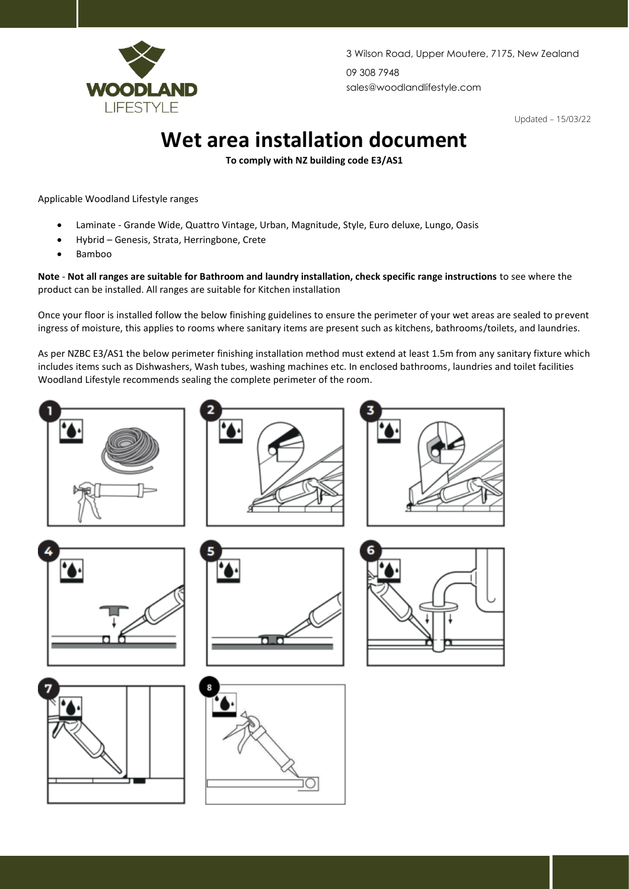3 Wilson Road, Upper Moutere, 7175, New Zealand

09 308 7948

sales@woodlandlifestyle.com

Updated – 15/03/22

# Wet area installation document

**To comply with NZ building code E3/AS1**

Applicable Woodland Lifestyle ranges

- Laminate - Grande Wide, Quattro Vintage, Urban, Magnitude, Style, Euro deluxe, Lungo, Oasis
- Hybrid – Genesis, Strata, Herringbone, Crete
- Bamboo

**Note** - **Not all ranges are suitable for Bathroom and laundry installation, check specific range instructions** to see where the product can be installed. All ranges are suitable for Kitchen installation

Once your floor is installed follow the below finishing guidelines to ensure the perimeter of your wet areas are sealed to prevent ingress of moisture, this applies to rooms where sanitary items are present such as kitchens, bathrooms/toilets, and laundries.

As per NZBC E3/AS1 the below perimeter finishing installation method must extend at least 1.5m from any sanitary fixture which includes items such as Dishwashers, Wash tubes, washing machines etc. In enclosed bathrooms, laundries and toilet facilities Woodland Lifestyle recommends sealing the complete perimeter of the room.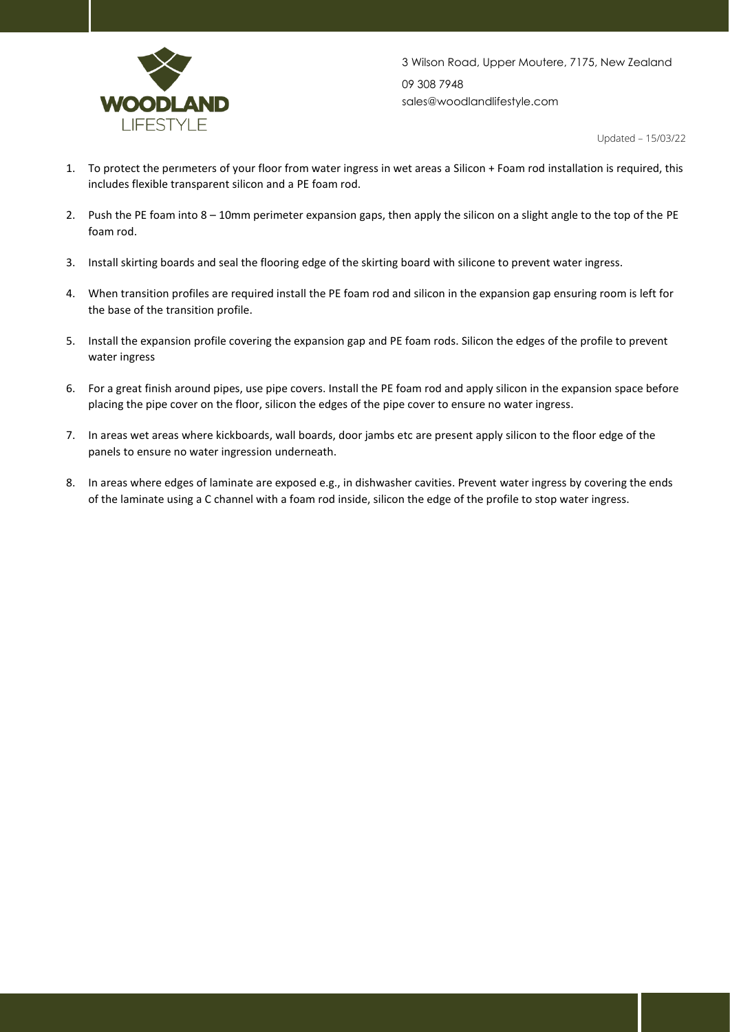3 Wilson Road, Upper Moutere, 7175, New Zealand

09 308 7948

sales@woodlandlifestyle.com

Updated – 15/03/22

1. To protect the perimeters of your floor from water ingress in wet areas a Silicon + Foam rod installation is required, this includes flexible transparent silicon and a PE foam rod.
2. Push the PE foam into 8 – 10mm perimeter expansion gaps, then apply the silicon on a slight angle to the top of the PE foam rod.
3. Install skirting boards and seal the flooring edge of the skirting board with silicone to prevent water ingress.
4. When transition profiles are required install the PE foam rod and silicon in the expansion gap ensuring room is left for the base of the transition profile.
5. Install the expansion profile covering the expansion gap and PE foam rods. Silicon the edges of the profile to prevent water ingress
6. For a great finish around pipes, use pipe covers. Install the PE foam rod and apply silicon in the expansion space before placing the pipe cover on the floor, silicon the edges of the pipe cover to ensure no water ingress.
7. In areas wet areas where kickboards, wall boards, door jambs etc are present apply silicon to the floor edge of the panels to ensure no water ingression underneath.
8. In areas where edges of laminate are exposed e.g., in dishwasher cavities. Prevent water ingress by covering the ends of the laminate using a C channel with a foam rod inside, silicon the edge of the profile to stop water ingress.